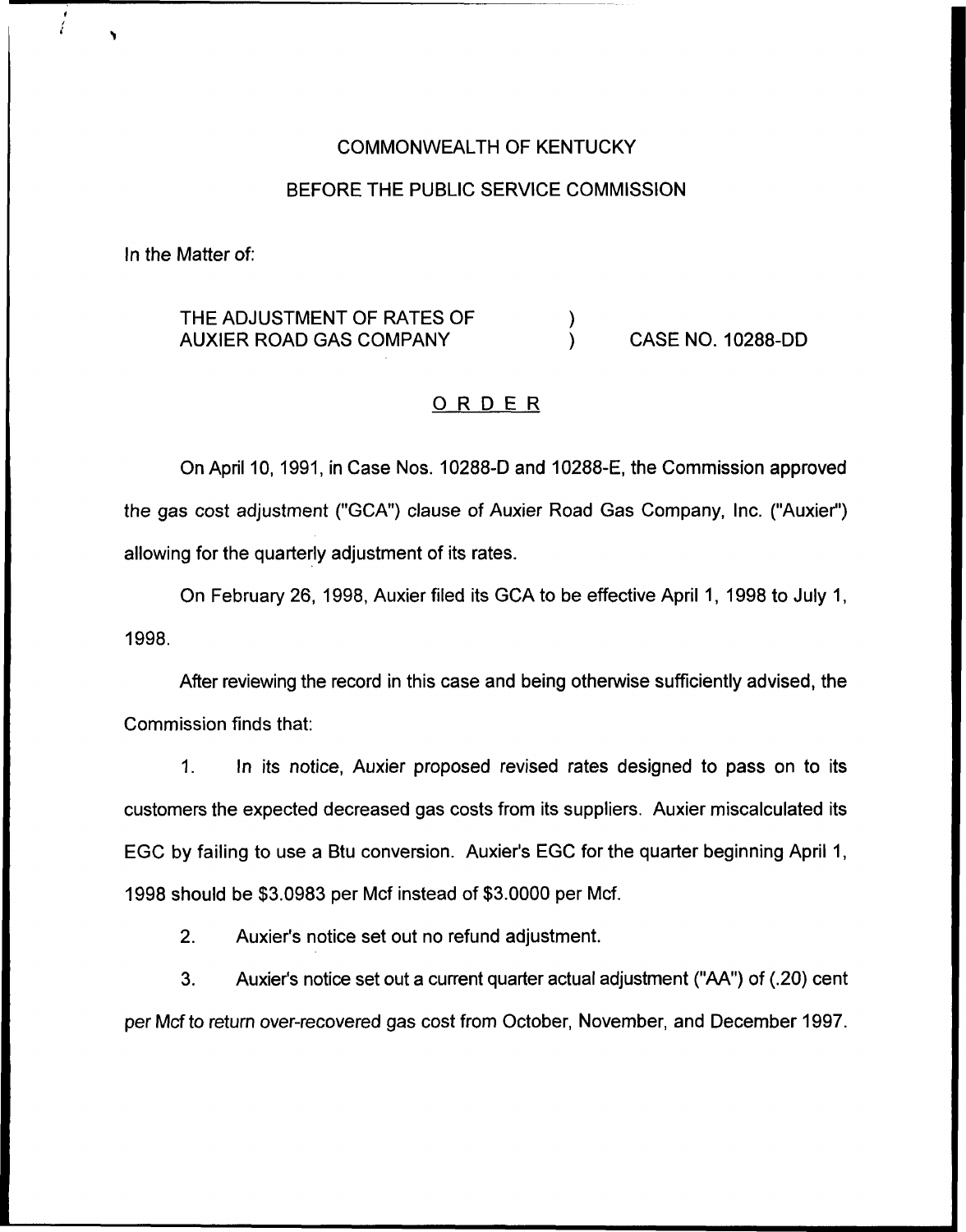COMMONWEALTH OF KENTUCKY

BEFORE THE PUBLIC SERVICE COMMISSION

In the Matter of:

THE ADJUSTMENT OF RATES OF AUXIER ROAD GAS COMPANY ) CASE NO. 10288-DD

## ORDER

On April 10, 1991, in Case Nos. 10288-D and 10288-E, the Commission approved the gas cost adjustment ("GCA") clause of Auxier Road Gas Company, Inc. ("Auxier") allowing for the quarterly adjustment of its rates.

On February 26, 1998, Auxier filed its GCA to be effective April 1, 1998 to July 1, 1998.

After reviewing the record in this case and being otherwise sufficiently advised, the Commission finds that:

1. In its notice, Auxier proposed revised rates designed to pass on to its customers the expected decreased gas costs from its suppliers. Auxier miscalculated its EGC by failing to use a Btu conversion. Auxier's EGC for the quarter beginning April 1, 1998 should be $3.0983 per Mcf instead of $3.0000 per Mcf.

2. Auxier's notice set out no refund adjustment.

3. Auxier's notice set out a current quarter actual adjustment ("AA") of (.20) cent per Mcf to return over-recovered gas cost from October, November, and December 1997.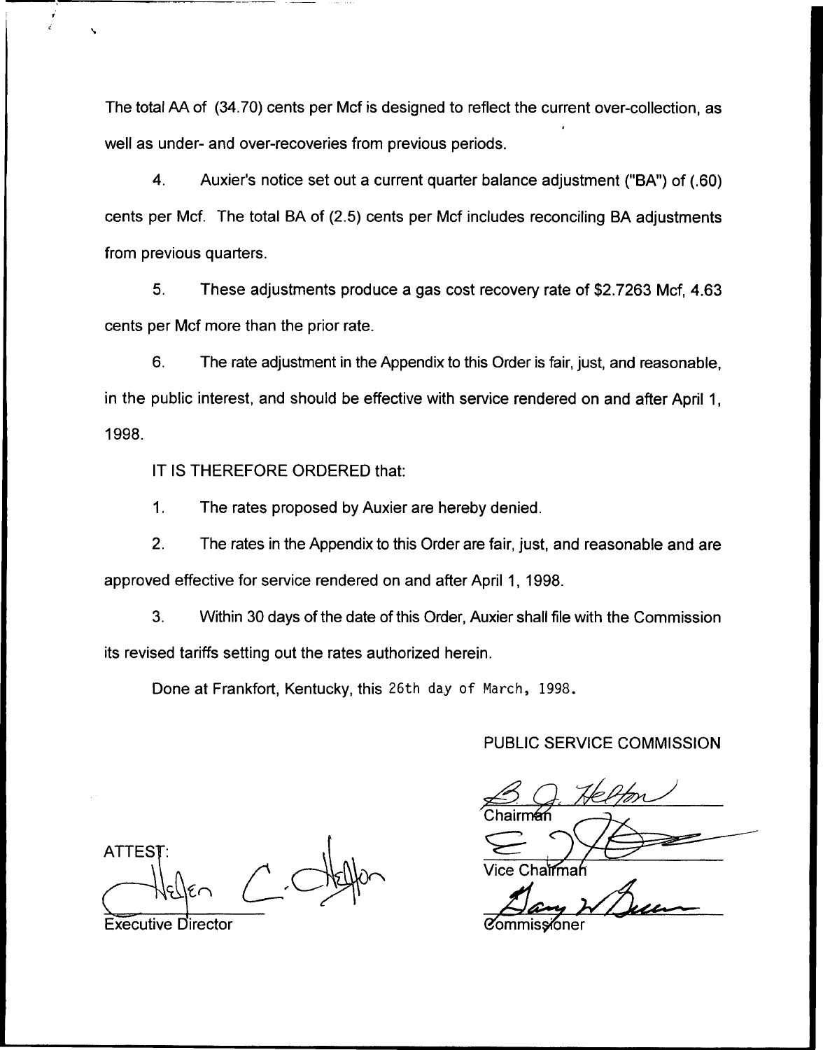The total AA of (34.70) cents per Mcf is designed to reflect the current over-collection, as well as under- and over-recoveries from previous periods.

4. Auxier's notice set out a current quarter balance adjustment ("BA") of (.60) cents per Mcf. The total BA of (2.5) cents per Mcf includes reconciling BA adjustments from previous quarters.

5. These adjustments produce a gas cost recovery rate of $2.7263 Mcf, 4.63 cents per Mcf more than the prior rate.

6. The rate adjustment in the Appendix to this Order is fair, just, and reasonable, in the public interest, and should be effective with service rendered on and after April 1, 1998.

IT IS THEREFORE ORDERED that:

1. The rates proposed by Auxier are hereby denied.

2. The rates in the Appendix to this Order are fair, just, and reasonable and are approved effective for service rendered on and after April 1, 1998.

3. Within 30 days of the date of this Order, Auxier shall file with the Commission its revised tariffs setting out the rates authorized herein.

Done at Frankfort, Kentucky, this 26th day of March, 1998.

PUBLIC SERVICE COMMISSION

Chairman

Vice Chairman

Commissioner

ATTEST:

Executive Director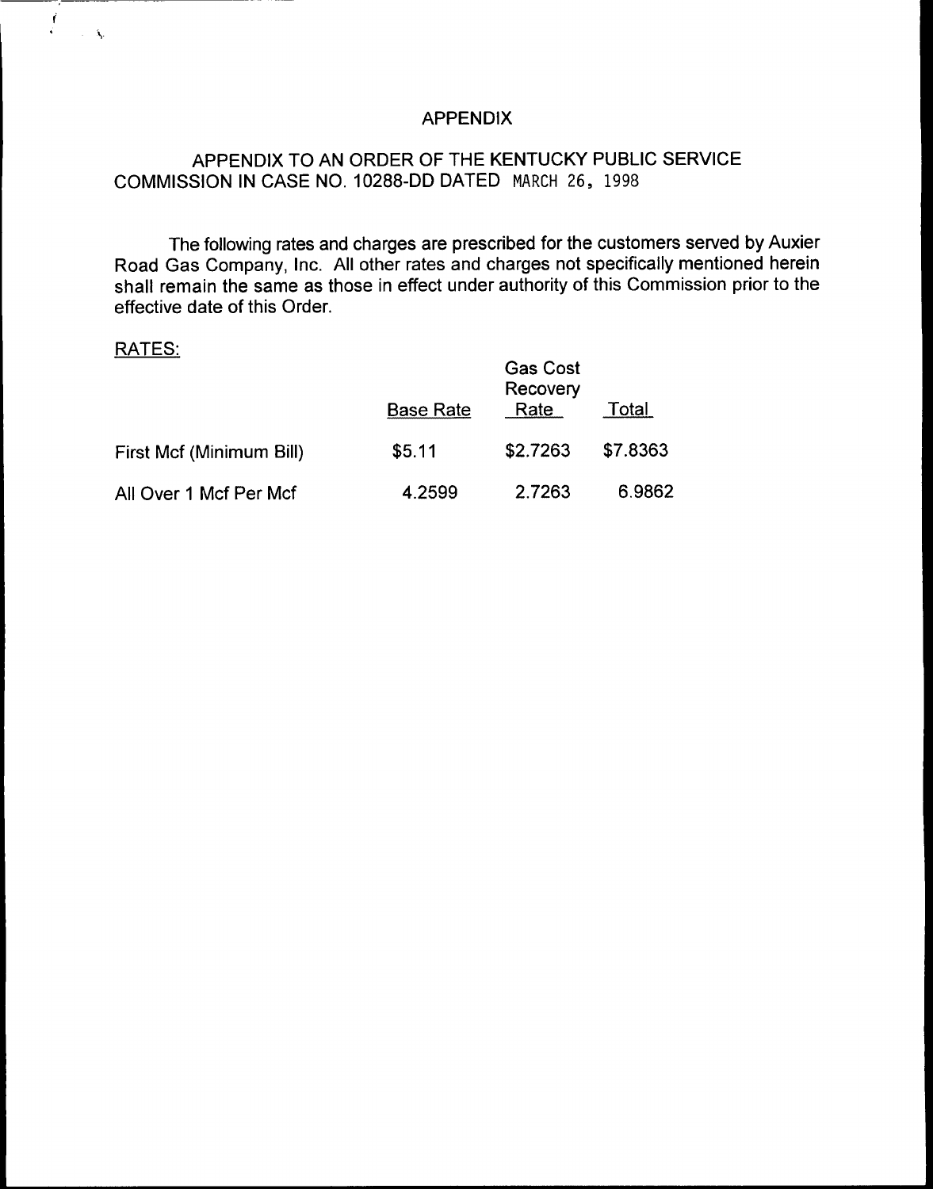# APPENDIX

APPENDIX TO AN ORDER OF THE KENTUCKY PUBLIC SERVICE COMMISSION IN CASE NO. 10288-DD DATED MARCH 26, 1998

The following rates and charges are prescribed for the customers served by Auxier Road Gas Company, Inc. All other rates and charges not specifically mentioned herein shall remain the same as those in effect under authority of this Commission prior to the effective date of this Order.

RATES:

| | Base Rate | Gas Cost Recovery Rate | Total |
|---|---|---|---|
| First Mcf (Minimum Bill) | $5.11 | $2.7263 | $7.8363 |
| All Over 1 Mcf Per Mcf | 4.2599 | 2.7263 | 6.9862 |